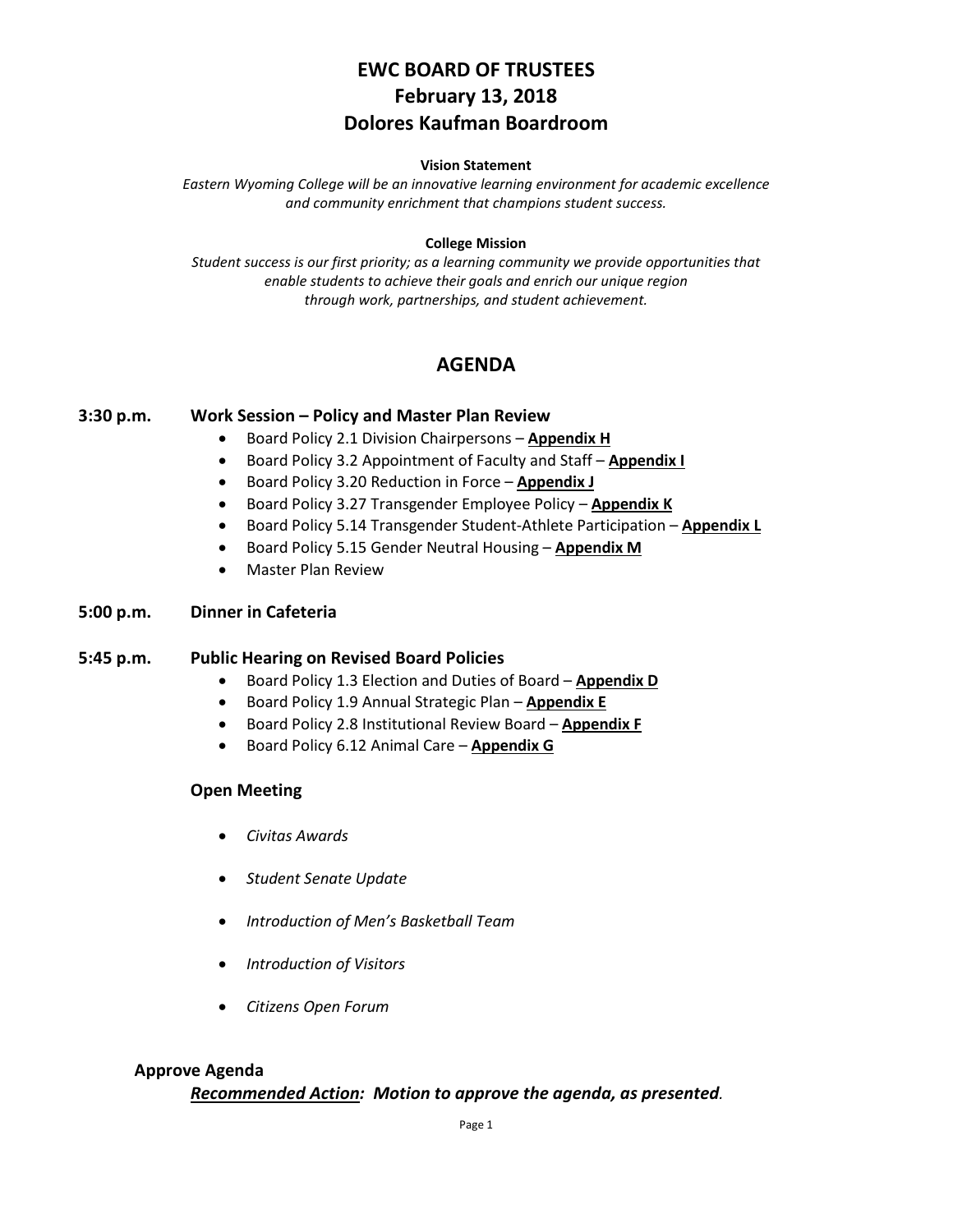# EWC BOARD OF TRUSTEES
# February 13, 2018
# Dolores Kaufman Boardroom

**Vision Statement**

*Eastern Wyoming College will be an innovative learning environment for academic excellence and community enrichment that champions student success.*

**College Mission**

*Student success is our first priority; as a learning community we provide opportunities that enable students to achieve their goals and enrich our unique region through work, partnerships, and student achievement.*

## AGENDA

**3:30 p.m. Work Session – Policy and Master Plan Review**

- Board Policy 2.1 Division Chairpersons – **Appendix H**
- Board Policy 3.2 Appointment of Faculty and Staff – **Appendix I**
- Board Policy 3.20 Reduction in Force – **Appendix J**
- Board Policy 3.27 Transgender Employee Policy – **Appendix K**
- Board Policy 5.14 Transgender Student-Athlete Participation – **Appendix L**
- Board Policy 5.15 Gender Neutral Housing – **Appendix M**
- Master Plan Review

**5:00 p.m. Dinner in Cafeteria**

**5:45 p.m. Public Hearing on Revised Board Policies**

- Board Policy 1.3 Election and Duties of Board – **Appendix D**
- Board Policy 1.9 Annual Strategic Plan – **Appendix E**
- Board Policy 2.8 Institutional Review Board – **Appendix F**
- Board Policy 6.12 Animal Care – **Appendix G**

**Open Meeting**

- *Civitas Awards*
- *Student Senate Update*
- *Introduction of Men's Basketball Team*
- *Introduction of Visitors*
- *Citizens Open Forum*

**Approve Agenda**

***Recommended Action:*** ***Motion to approve the agenda, as presented.***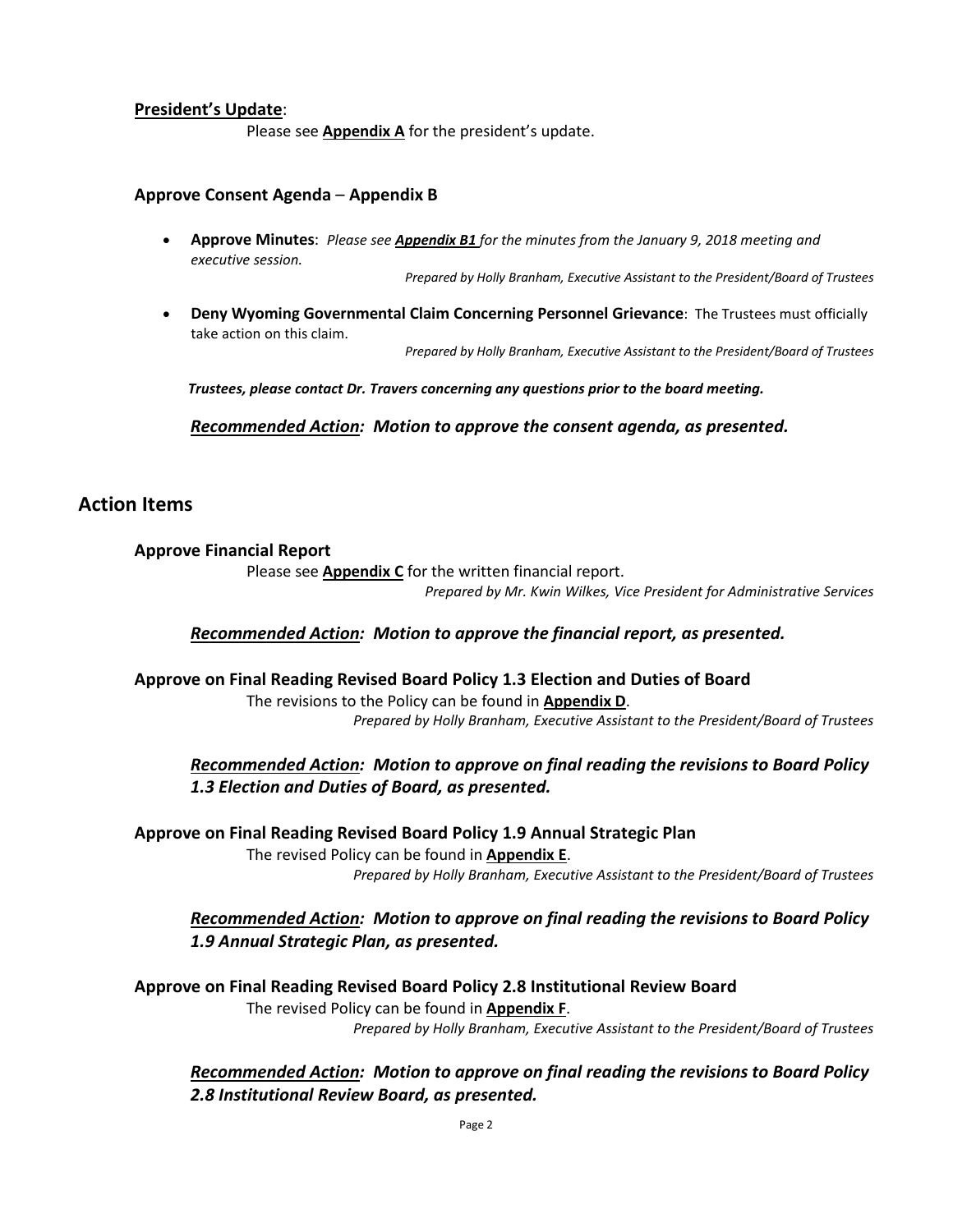**President's Update**:

Please see **Appendix A** for the president's update.

### Approve Consent Agenda – Appendix B

- **Approve Minutes**: *Please see* ***Appendix B1*** *for the minutes from the January 9, 2018 meeting and executive session.*

  *Prepared by Holly Branham, Executive Assistant to the President/Board of Trustees*

- **Deny Wyoming Governmental Claim Concerning Personnel Grievance**: The Trustees must officially take action on this claim.

  *Prepared by Holly Branham, Executive Assistant to the President/Board of Trustees*

***Trustees, please contact Dr. Travers concerning any questions prior to the board meeting.***

***Recommended Action: Motion to approve the consent agenda, as presented.***

## Action Items

### Approve Financial Report

Please see **Appendix C** for the written financial report.

*Prepared by Mr. Kwin Wilkes, Vice President for Administrative Services*

***Recommended Action: Motion to approve the financial report, as presented.***

### Approve on Final Reading Revised Board Policy 1.3 Election and Duties of Board

The revisions to the Policy can be found in **Appendix D**.

*Prepared by Holly Branham, Executive Assistant to the President/Board of Trustees*

***Recommended Action: Motion to approve on final reading the revisions to Board Policy 1.3 Election and Duties of Board, as presented.***

### Approve on Final Reading Revised Board Policy 1.9 Annual Strategic Plan

The revised Policy can be found in **Appendix E**.

*Prepared by Holly Branham, Executive Assistant to the President/Board of Trustees*

***Recommended Action: Motion to approve on final reading the revisions to Board Policy 1.9 Annual Strategic Plan, as presented.***

### Approve on Final Reading Revised Board Policy 2.8 Institutional Review Board

The revised Policy can be found in **Appendix F**.

*Prepared by Holly Branham, Executive Assistant to the President/Board of Trustees*

***Recommended Action: Motion to approve on final reading the revisions to Board Policy 2.8 Institutional Review Board, as presented.***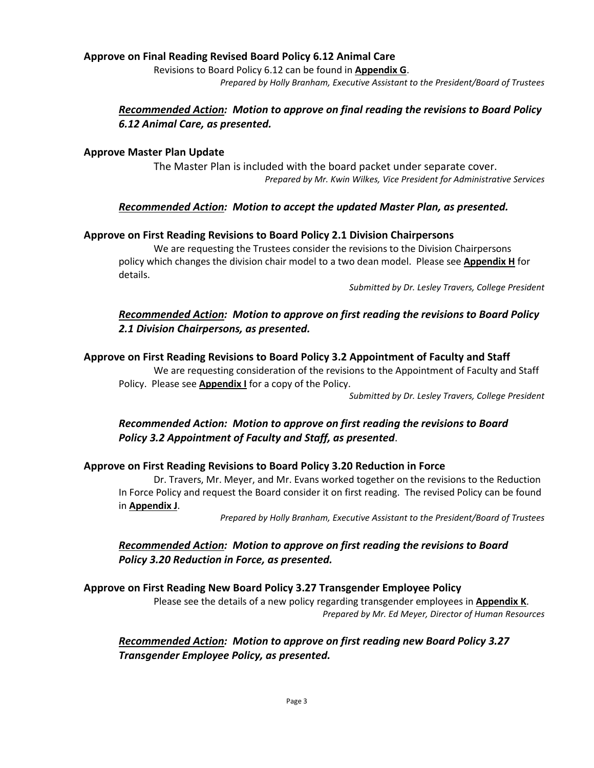**Approve on Final Reading Revised Board Policy 6.12 Animal Care**

Revisions to Board Policy 6.12 can be found in **Appendix G**.

*Prepared by Holly Branham, Executive Assistant to the President/Board of Trustees*

***Recommended Action:  Motion to approve on final reading the revisions to Board Policy 6.12 Animal Care, as presented.***

**Approve Master Plan Update**

The Master Plan is included with the board packet under separate cover.

*Prepared by Mr. Kwin Wilkes, Vice President for Administrative Services*

***Recommended Action:  Motion to accept the updated Master Plan, as presented.***

**Approve on First Reading Revisions to Board Policy 2.1 Division Chairpersons**

We are requesting the Trustees consider the revisions to the Division Chairpersons policy which changes the division chair model to a two dean model.  Please see **Appendix H** for details.

*Submitted by Dr. Lesley Travers, College President*

***Recommended Action:  Motion to approve on first reading the revisions to Board Policy 2.1 Division Chairpersons, as presented.***

**Approve on First Reading Revisions to Board Policy 3.2 Appointment of Faculty and Staff**

We are requesting consideration of the revisions to the Appointment of Faculty and Staff Policy.  Please see **Appendix I** for a copy of the Policy.

*Submitted by Dr. Lesley Travers, College President*

***Recommended Action:  Motion to approve on first reading the revisions to Board Policy 3.2 Appointment of Faculty and Staff, as presented***.

**Approve on First Reading Revisions to Board Policy 3.20 Reduction in Force**

Dr. Travers, Mr. Meyer, and Mr. Evans worked together on the revisions to the Reduction In Force Policy and request the Board consider it on first reading.  The revised Policy can be found in **Appendix J**.

*Prepared by Holly Branham, Executive Assistant to the President/Board of Trustees*

***Recommended Action:  Motion to approve on first reading the revisions to Board Policy 3.20 Reduction in Force, as presented.***

**Approve on First Reading New Board Policy 3.27 Transgender Employee Policy**

Please see the details of a new policy regarding transgender employees in **Appendix K**.

*Prepared by Mr. Ed Meyer, Director of Human Resources*

***Recommended Action:  Motion to approve on first reading new Board Policy 3.27 Transgender Employee Policy, as presented.***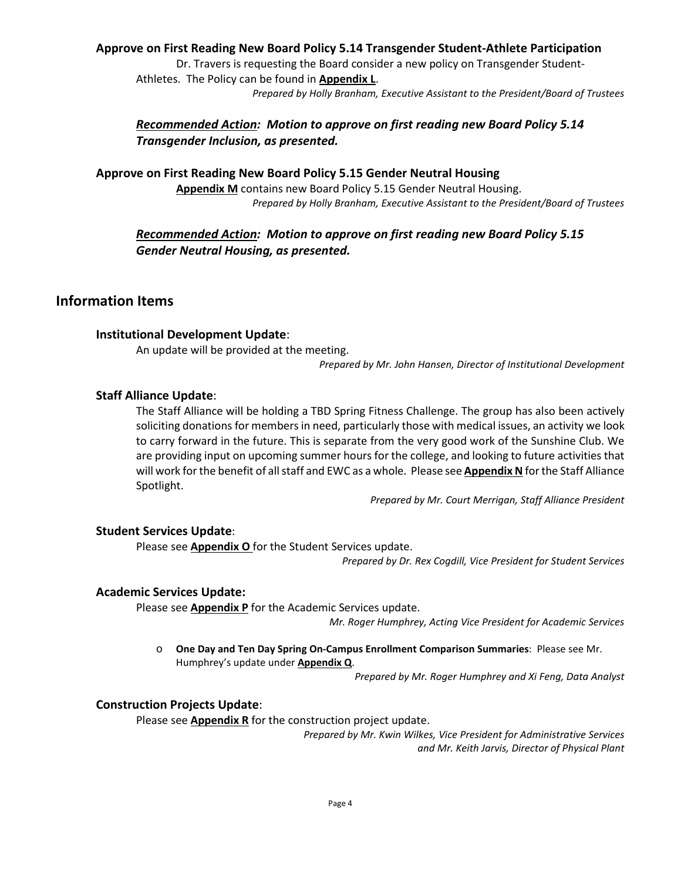**Approve on First Reading New Board Policy 5.14 Transgender Student-Athlete Participation**

Dr. Travers is requesting the Board consider a new policy on Transgender Student-Athletes. The Policy can be found in **Appendix L**.

*Prepared by Holly Branham, Executive Assistant to the President/Board of Trustees*

***Recommended Action:*** ***Motion to approve on first reading new Board Policy 5.14 Transgender Inclusion, as presented.***

**Approve on First Reading New Board Policy 5.15 Gender Neutral Housing**

**Appendix M** contains new Board Policy 5.15 Gender Neutral Housing.

*Prepared by Holly Branham, Executive Assistant to the President/Board of Trustees*

***Recommended Action:*** ***Motion to approve on first reading new Board Policy 5.15 Gender Neutral Housing, as presented.***

## Information Items

### Institutional Development Update:

An update will be provided at the meeting.

*Prepared by Mr. John Hansen, Director of Institutional Development*

### Staff Alliance Update:

The Staff Alliance will be holding a TBD Spring Fitness Challenge. The group has also been actively soliciting donations for members in need, particularly those with medical issues, an activity we look to carry forward in the future. This is separate from the very good work of the Sunshine Club. We are providing input on upcoming summer hours for the college, and looking to future activities that will work for the benefit of all staff and EWC as a whole. Please see **Appendix N** for the Staff Alliance Spotlight.

*Prepared by Mr. Court Merrigan, Staff Alliance President*

### Student Services Update:

Please see **Appendix O** for the Student Services update.

*Prepared by Dr. Rex Cogdill, Vice President for Student Services*

### Academic Services Update:

Please see **Appendix P** for the Academic Services update.

*Mr. Roger Humphrey, Acting Vice President for Academic Services*

- **One Day and Ten Day Spring On-Campus Enrollment Comparison Summaries**: Please see Mr. Humphrey's update under **Appendix Q**.

  *Prepared by Mr. Roger Humphrey and Xi Feng, Data Analyst*

### Construction Projects Update:

Please see **Appendix R** for the construction project update.

*Prepared by Mr. Kwin Wilkes, Vice President for Administrative Services and Mr. Keith Jarvis, Director of Physical Plant*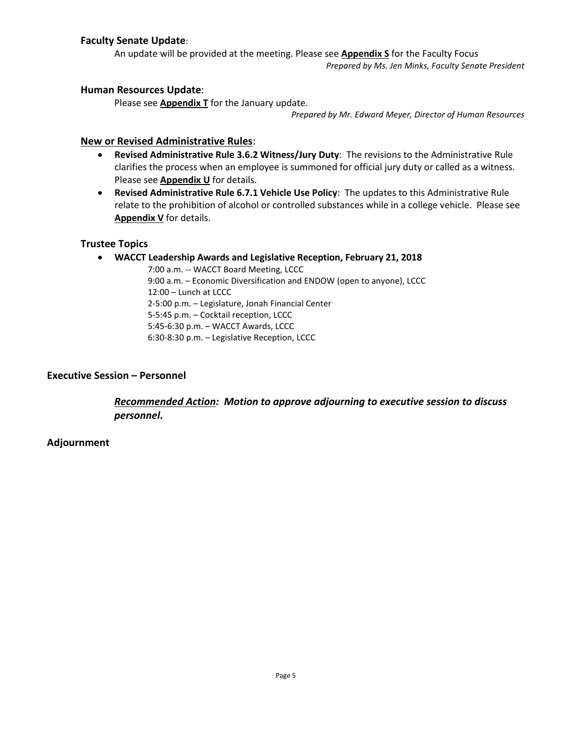### **Faculty Senate Update**:

An update will be provided at the meeting. Please see **Appendix S** for the Faculty Focus

*Prepared by Ms. Jen Minks, Faculty Senate President*

### **Human Resources Update**:

Please see **Appendix T** for the January update.

*Prepared by Mr. Edward Meyer, Director of Human Resources*

### **New or Revised Administrative Rules**:

- **Revised Administrative Rule 3.6.2 Witness/Jury Duty**: The revisions to the Administrative Rule clarifies the process when an employee is summoned for official jury duty or called as a witness. Please see **Appendix U** for details.
- **Revised Administrative Rule 6.7.1 Vehicle Use Policy**: The updates to this Administrative Rule relate to the prohibition of alcohol or controlled substances while in a college vehicle. Please see **Appendix V** for details.

### **Trustee Topics**

- **WACCT Leadership Awards and Legislative Reception, February 21, 2018**

  7:00 a.m. -- WACCT Board Meeting, LCCC
  9:00 a.m. – Economic Diversification and ENDOW (open to anyone), LCCC
  12:00 – Lunch at LCCC
  2-5:00 p.m. – Legislature, Jonah Financial Center
  5-5:45 p.m. – Cocktail reception, LCCC
  5:45-6:30 p.m. – WACCT Awards, LCCC
  6:30-8:30 p.m. – Legislative Reception, LCCC

## **Executive Session – Personnel**

***Recommended Action:* *Motion to approve adjourning to executive session to discuss personnel.***

## **Adjournment**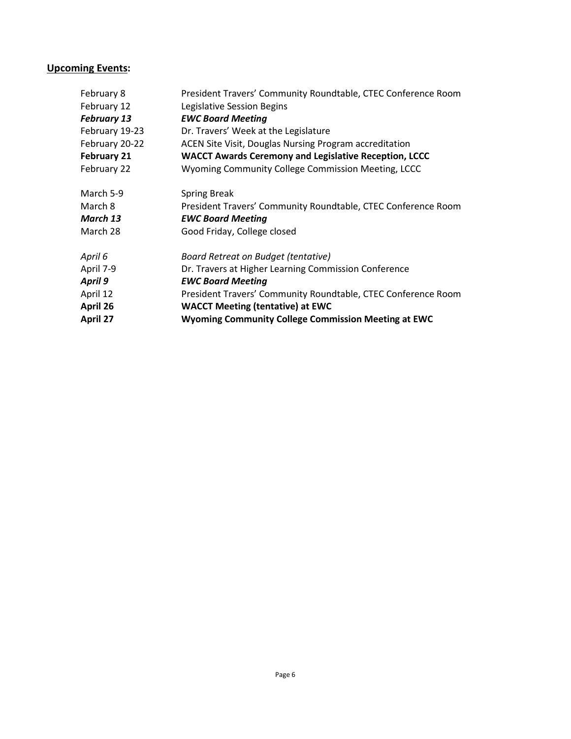**Upcoming Events:**

| | |
|---|---|
| February 8 | President Travers' Community Roundtable, CTEC Conference Room |
| February 12 | Legislative Session Begins |
| ***February 13*** | ***EWC Board Meeting*** |
| February 19-23 | Dr. Travers' Week at the Legislature |
| February 20-22 | ACEN Site Visit, Douglas Nursing Program accreditation |
| **February 21** | **WACCT Awards Ceremony and Legislative Reception, LCCC** |
| February 22 | Wyoming Community College Commission Meeting, LCCC |
| | |
| March 5-9 | Spring Break |
| March 8 | President Travers' Community Roundtable, CTEC Conference Room |
| ***March 13*** | ***EWC Board Meeting*** |
| March 28 | Good Friday, College closed |
| | |
| *April 6* | *Board Retreat on Budget (tentative)* |
| April 7-9 | Dr. Travers at Higher Learning Commission Conference |
| ***April 9*** | ***EWC Board Meeting*** |
| April 12 | President Travers' Community Roundtable, CTEC Conference Room |
| **April 26** | **WACCT Meeting (tentative) at EWC** |
| **April 27** | **Wyoming Community College Commission Meeting at EWC** |